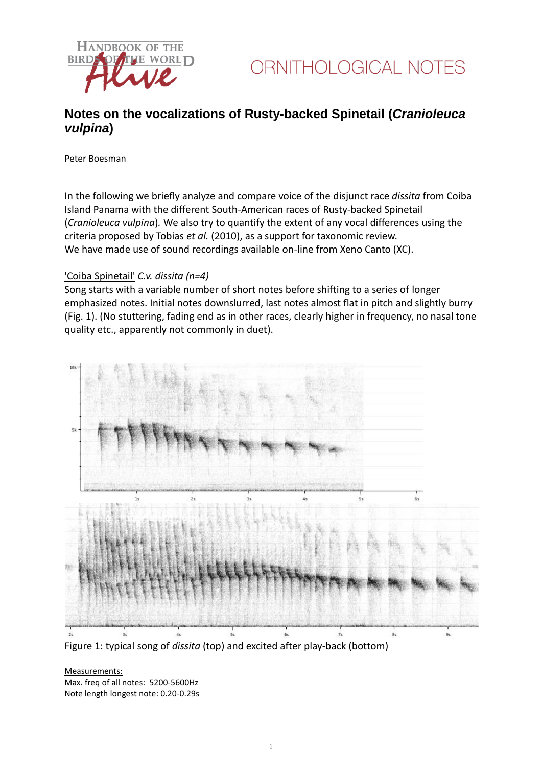# Notes on the vocalizations of Rusty-backed Spinetail (*Cranioleuca vulpina*)

Peter Boesman

In the following we briefly analyze and compare voice of the disjunct race *dissita* from Coiba Island Panama with the different South-American races of Rusty-backed Spinetail (*Cranioleuca vulpina*). We also try to quantify the extent of any vocal differences using the criteria proposed by Tobias *et al.* (2010), as a support for taxonomic review.
We have made use of sound recordings available on-line from Xeno Canto (XC).

'Coiba Spinetail' *C.v. dissita (n=4)*
Song starts with a variable number of short notes before shifting to a series of longer emphasized notes. Initial notes downslurred, last notes almost flat in pitch and slightly burry (Fig. 1). (No stuttering, fading end as in other races, clearly higher in frequency, no nasal tone quality etc., apparently not commonly in duet).

Figure 1: typical song of *dissita* (top) and excited after play-back (bottom)

Measurements:
Max. freq of all notes: 5200-5600Hz
Note length longest note: 0.20-0.29s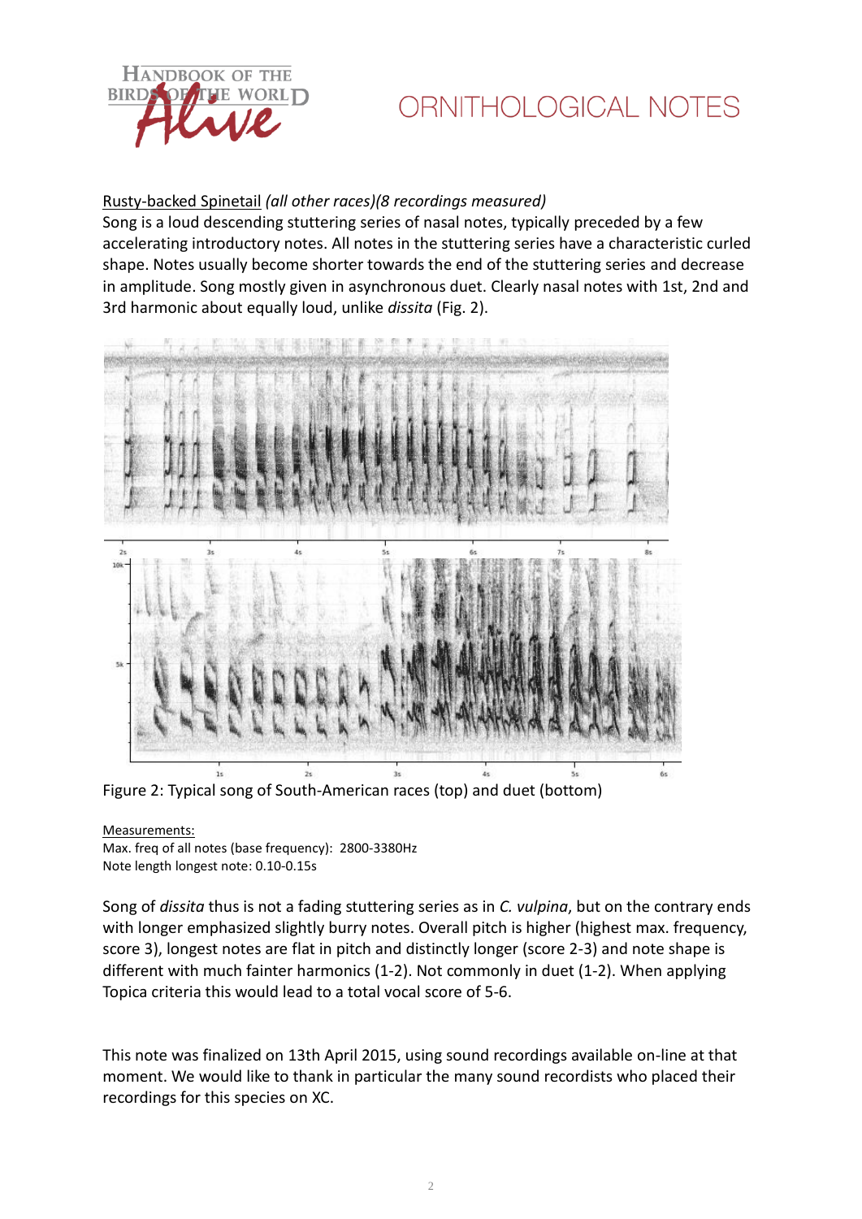<u>Rusty-backed Spinetail</u> *(all other races)(8 recordings measured)*
Song is a loud descending stuttering series of nasal notes, typically preceded by a few accelerating introductory notes. All notes in the stuttering series have a characteristic curled shape. Notes usually become shorter towards the end of the stuttering series and decrease in amplitude. Song mostly given in asynchronous duet. Clearly nasal notes with 1st, 2nd and 3rd harmonic about equally loud, unlike *dissita* (Fig. 2).

Figure 2: Typical song of South-American races (top) and duet (bottom)

<u>Measurements:</u>
Max. freq of all notes (base frequency): 2800-3380Hz
Note length longest note: 0.10-0.15s

Song of *dissita* thus is not a fading stuttering series as in *C. vulpina*, but on the contrary ends with longer emphasized slightly burry notes. Overall pitch is higher (highest max. frequency, score 3), longest notes are flat in pitch and distinctly longer (score 2-3) and note shape is different with much fainter harmonics (1-2). Not commonly in duet (1-2). When applying Topica criteria this would lead to a total vocal score of 5-6.

This note was finalized on 13th April 2015, using sound recordings available on-line at that moment. We would like to thank in particular the many sound recordists who placed their recordings for this species on XC.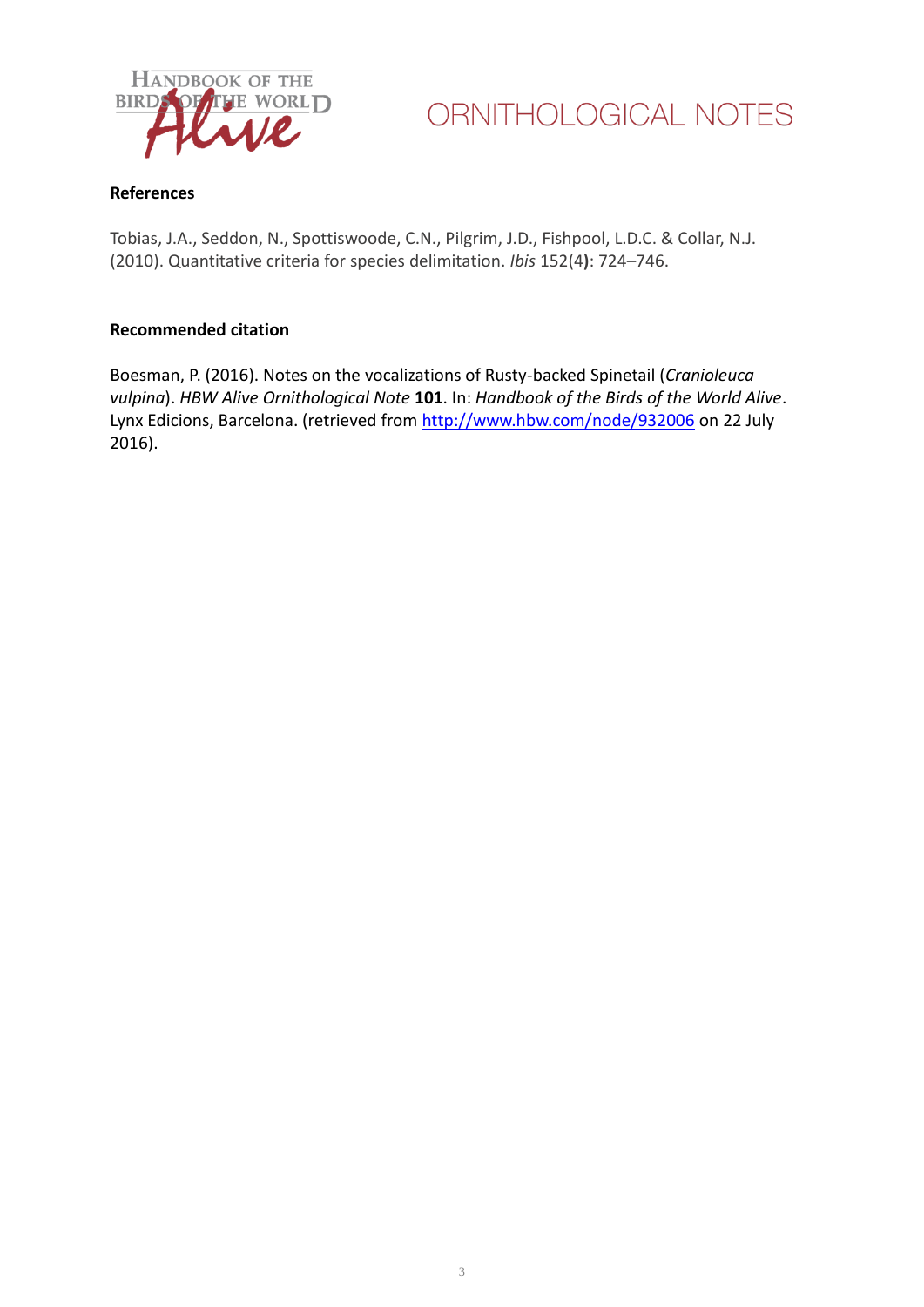**References**

Tobias, J.A., Seddon, N., Spottiswoode, C.N., Pilgrim, J.D., Fishpool, L.D.C. & Collar, N.J. (2010). Quantitative criteria for species delimitation. *Ibis* 152(4**)**: 724–746.

**Recommended citation**

Boesman, P. (2016). Notes on the vocalizations of Rusty-backed Spinetail (*Cranioleuca vulpina*). *HBW Alive Ornithological Note* **101**. In: *Handbook of the Birds of the World Alive*. Lynx Edicions, Barcelona. (retrieved from http://www.hbw.com/node/932006 on 22 July 2016).